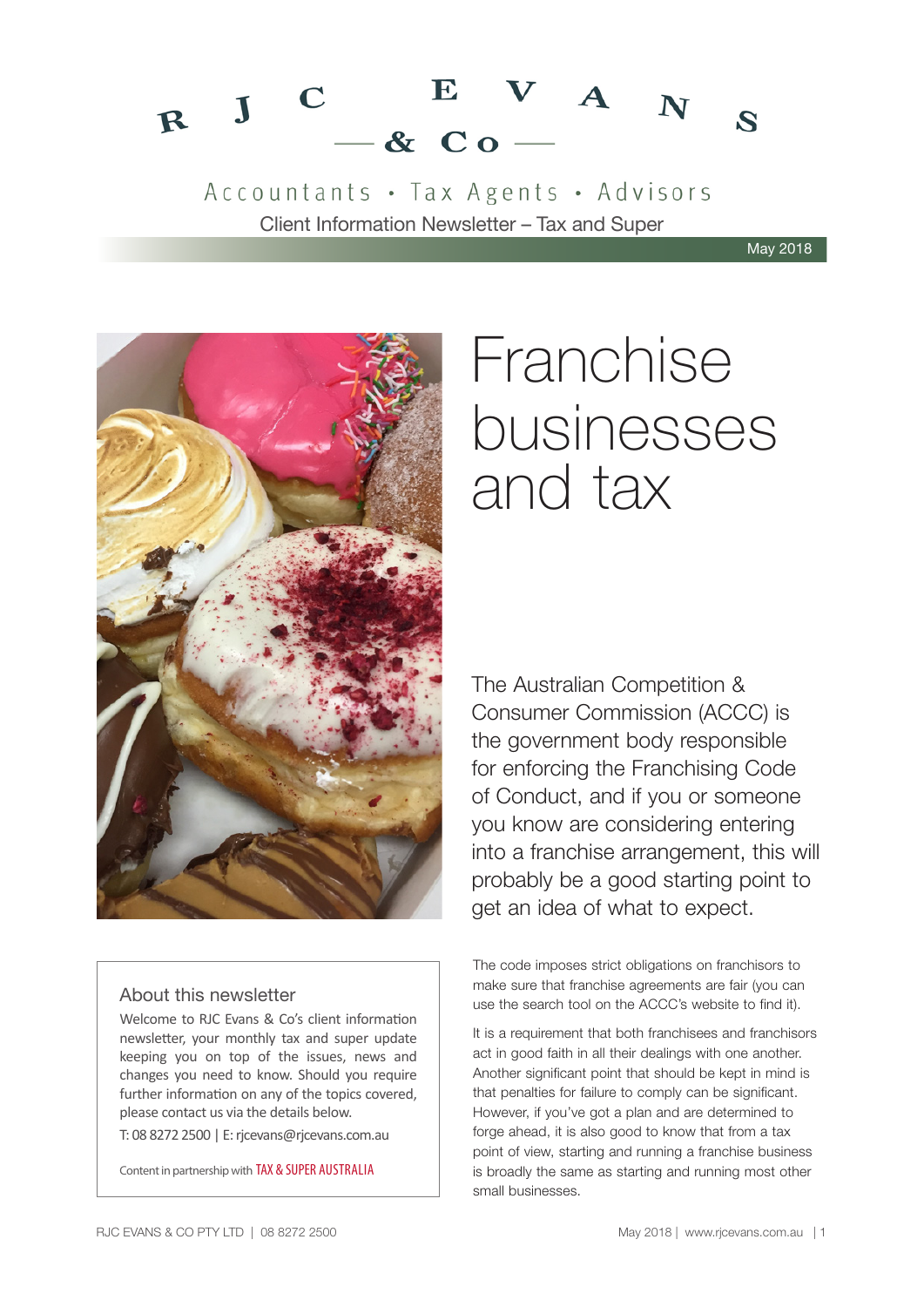# RJC EVANS & Co

Accountants • Tax Agents • Advisors

Client Information Newsletter – Tax and Super

May 2018

## About this newsletter

Welcome to RJC Evans & Co's client information newsletter, your monthly tax and super update keeping you on top of the issues, news and changes you need to know. Should you require further information on any of the topics covered, please contact us via the details below.

T: 08 8272 2500 | E: rjcevans@rjcevans.com.au

Content in partnership with TAX & SUPER AUSTRALIA

# Franchise businesses and tax

The Australian Competition & Consumer Commission (ACCC) is the government body responsible for enforcing the Franchising Code of Conduct, and if you or someone you know are considering entering into a franchise arrangement, this will probably be a good starting point to get an idea of what to expect.

The code imposes strict obligations on franchisors to make sure that franchise agreements are fair (you can use the search tool on the ACCC's website to find it).

It is a requirement that both franchisees and franchisors act in good faith in all their dealings with one another. Another significant point that should be kept in mind is that penalties for failure to comply can be significant. However, if you've got a plan and are determined to forge ahead, it is also good to know that from a tax point of view, starting and running a franchise business is broadly the same as starting and running most other small businesses.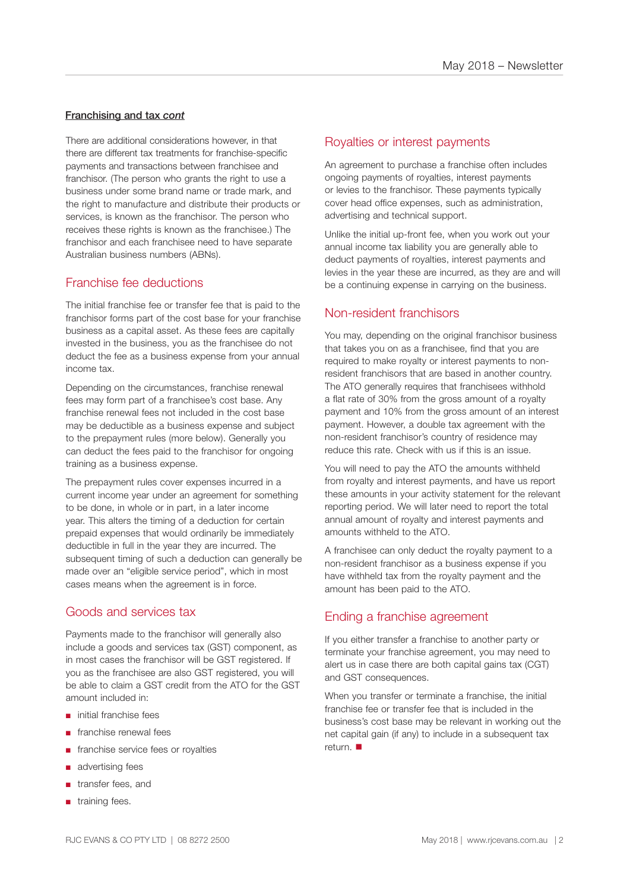**Franchising and tax *cont***

There are additional considerations however, in that there are different tax treatments for franchise-specific payments and transactions between franchisee and franchisor. (The person who grants the right to use a business under some brand name or trade mark, and the right to manufacture and distribute their products or services, is known as the franchisor. The person who receives these rights is known as the franchisee.) The franchisor and each franchisee need to have separate Australian business numbers (ABNs).

## Franchise fee deductions

The initial franchise fee or transfer fee that is paid to the franchisor forms part of the cost base for your franchise business as a capital asset. As these fees are capitally invested in the business, you as the franchisee do not deduct the fee as a business expense from your annual income tax.

Depending on the circumstances, franchise renewal fees may form part of a franchisee's cost base. Any franchise renewal fees not included in the cost base may be deductible as a business expense and subject to the prepayment rules (more below). Generally you can deduct the fees paid to the franchisor for ongoing training as a business expense.

The prepayment rules cover expenses incurred in a current income year under an agreement for something to be done, in whole or in part, in a later income year. This alters the timing of a deduction for certain prepaid expenses that would ordinarily be immediately deductible in full in the year they are incurred. The subsequent timing of such a deduction can generally be made over an "eligible service period", which in most cases means when the agreement is in force.

## Goods and services tax

Payments made to the franchisor will generally also include a goods and services tax (GST) component, as in most cases the franchisor will be GST registered. If you as the franchisee are also GST registered, you will be able to claim a GST credit from the ATO for the GST amount included in:

- initial franchise fees
- franchise renewal fees
- franchise service fees or royalties
- advertising fees
- transfer fees, and
- training fees.

## Royalties or interest payments

An agreement to purchase a franchise often includes ongoing payments of royalties, interest payments or levies to the franchisor. These payments typically cover head office expenses, such as administration, advertising and technical support.

Unlike the initial up-front fee, when you work out your annual income tax liability you are generally able to deduct payments of royalties, interest payments and levies in the year these are incurred, as they are and will be a continuing expense in carrying on the business.

## Non-resident franchisors

You may, depending on the original franchisor business that takes you on as a franchisee, find that you are required to make royalty or interest payments to non-resident franchisors that are based in another country. The ATO generally requires that franchisees withhold a flat rate of 30% from the gross amount of a royalty payment and 10% from the gross amount of an interest payment. However, a double tax agreement with the non-resident franchisor's country of residence may reduce this rate. Check with us if this is an issue.

You will need to pay the ATO the amounts withheld from royalty and interest payments, and have us report these amounts in your activity statement for the relevant reporting period. We will later need to report the total annual amount of royalty and interest payments and amounts withheld to the ATO.

A franchisee can only deduct the royalty payment to a non-resident franchisor as a business expense if you have withheld tax from the royalty payment and the amount has been paid to the ATO.

## Ending a franchise agreement

If you either transfer a franchise to another party or terminate your franchise agreement, you may need to alert us in case there are both capital gains tax (CGT) and GST consequences.

When you transfer or terminate a franchise, the initial franchise fee or transfer fee that is included in the business's cost base may be relevant in working out the net capital gain (if any) to include in a subsequent tax return. ■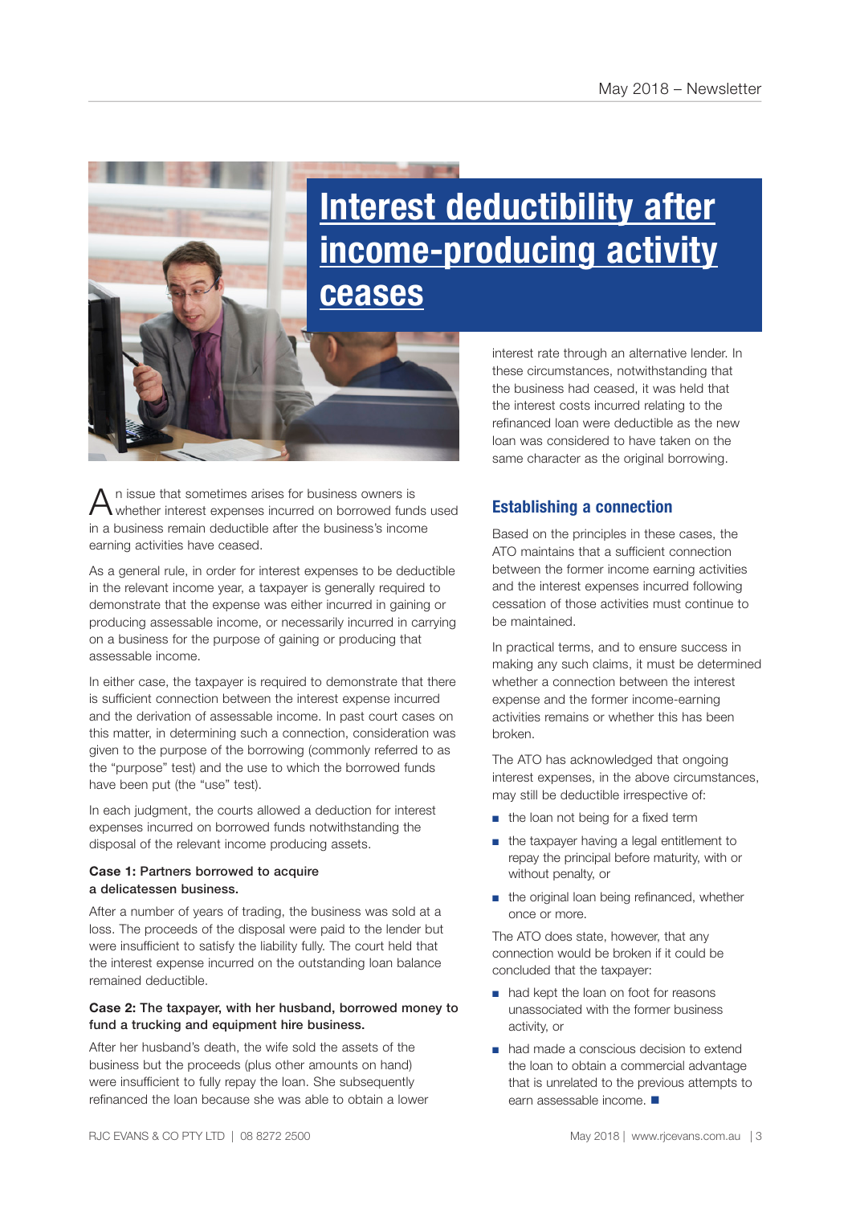# Interest deductibility after income-producing activity ceases

An issue that sometimes arises for business owners is whether interest expenses incurred on borrowed funds used in a business remain deductible after the business's income earning activities have ceased.

As a general rule, in order for interest expenses to be deductible in the relevant income year, a taxpayer is generally required to demonstrate that the expense was either incurred in gaining or producing assessable income, or necessarily incurred in carrying on a business for the purpose of gaining or producing that assessable income.

In either case, the taxpayer is required to demonstrate that there is sufficient connection between the interest expense incurred and the derivation of assessable income. In past court cases on this matter, in determining such a connection, consideration was given to the purpose of the borrowing (commonly referred to as the "purpose" test) and the use to which the borrowed funds have been put (the "use" test).

In each judgment, the courts allowed a deduction for interest expenses incurred on borrowed funds notwithstanding the disposal of the relevant income producing assets.

**Case 1:** Partners borrowed to acquire a delicatessen business.

After a number of years of trading, the business was sold at a loss. The proceeds of the disposal were paid to the lender but were insufficient to satisfy the liability fully. The court held that the interest expense incurred on the outstanding loan balance remained deductible.

**Case 2:** The taxpayer, with her husband, borrowed money to fund a trucking and equipment hire business.

After her husband's death, the wife sold the assets of the business but the proceeds (plus other amounts on hand) were insufficient to fully repay the loan. She subsequently refinanced the loan because she was able to obtain a lower interest rate through an alternative lender. In these circumstances, notwithstanding that the business had ceased, it was held that the interest costs incurred relating to the refinanced loan were deductible as the new loan was considered to have taken on the same character as the original borrowing.

## Establishing a connection

Based on the principles in these cases, the ATO maintains that a sufficient connection between the former income earning activities and the interest expenses incurred following cessation of those activities must continue to be maintained.

In practical terms, and to ensure success in making any such claims, it must be determined whether a connection between the interest expense and the former income-earning activities remains or whether this has been broken.

The ATO has acknowledged that ongoing interest expenses, in the above circumstances, may still be deductible irrespective of:

- the loan not being for a fixed term
- the taxpayer having a legal entitlement to repay the principal before maturity, with or without penalty, or
- the original loan being refinanced, whether once or more.

The ATO does state, however, that any connection would be broken if it could be concluded that the taxpayer:

- had kept the loan on foot for reasons unassociated with the former business activity, or
- had made a conscious decision to extend the loan to obtain a commercial advantage that is unrelated to the previous attempts to earn assessable income. ■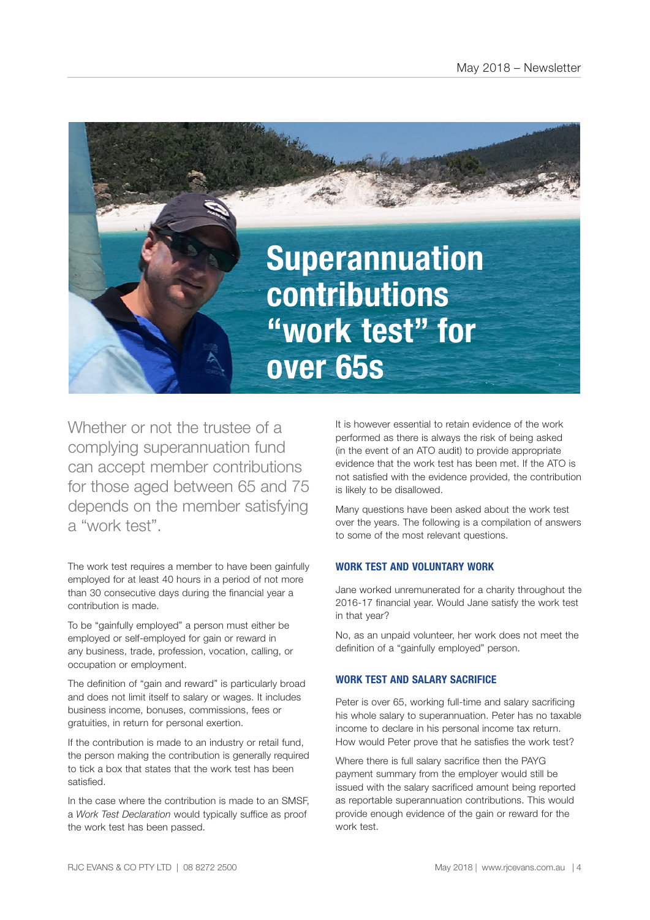# Superannuation contributions "work test" for over 65s

Whether or not the trustee of a complying superannuation fund can accept member contributions for those aged between 65 and 75 depends on the member satisfying a "work test".

The work test requires a member to have been gainfully employed for at least 40 hours in a period of not more than 30 consecutive days during the financial year a contribution is made.

To be "gainfully employed" a person must either be employed or self-employed for gain or reward in any business, trade, profession, vocation, calling, or occupation or employment.

The definition of "gain and reward" is particularly broad and does not limit itself to salary or wages. It includes business income, bonuses, commissions, fees or gratuities, in return for personal exertion.

If the contribution is made to an industry or retail fund, the person making the contribution is generally required to tick a box that states that the work test has been satisfied.

In the case where the contribution is made to an SMSF, a *Work Test Declaration* would typically suffice as proof the work test has been passed.

It is however essential to retain evidence of the work performed as there is always the risk of being asked (in the event of an ATO audit) to provide appropriate evidence that the work test has been met. If the ATO is not satisfied with the evidence provided, the contribution is likely to be disallowed.

Many questions have been asked about the work test over the years. The following is a compilation of answers to some of the most relevant questions.

### WORK TEST AND VOLUNTARY WORK

Jane worked unremunerated for a charity throughout the 2016-17 financial year. Would Jane satisfy the work test in that year?

No, as an unpaid volunteer, her work does not meet the definition of a "gainfully employed" person.

### WORK TEST AND SALARY SACRIFICE

Peter is over 65, working full-time and salary sacrificing his whole salary to superannuation. Peter has no taxable income to declare in his personal income tax return. How would Peter prove that he satisfies the work test?

Where there is full salary sacrifice then the PAYG payment summary from the employer would still be issued with the salary sacrificed amount being reported as reportable superannuation contributions. This would provide enough evidence of the gain or reward for the work test.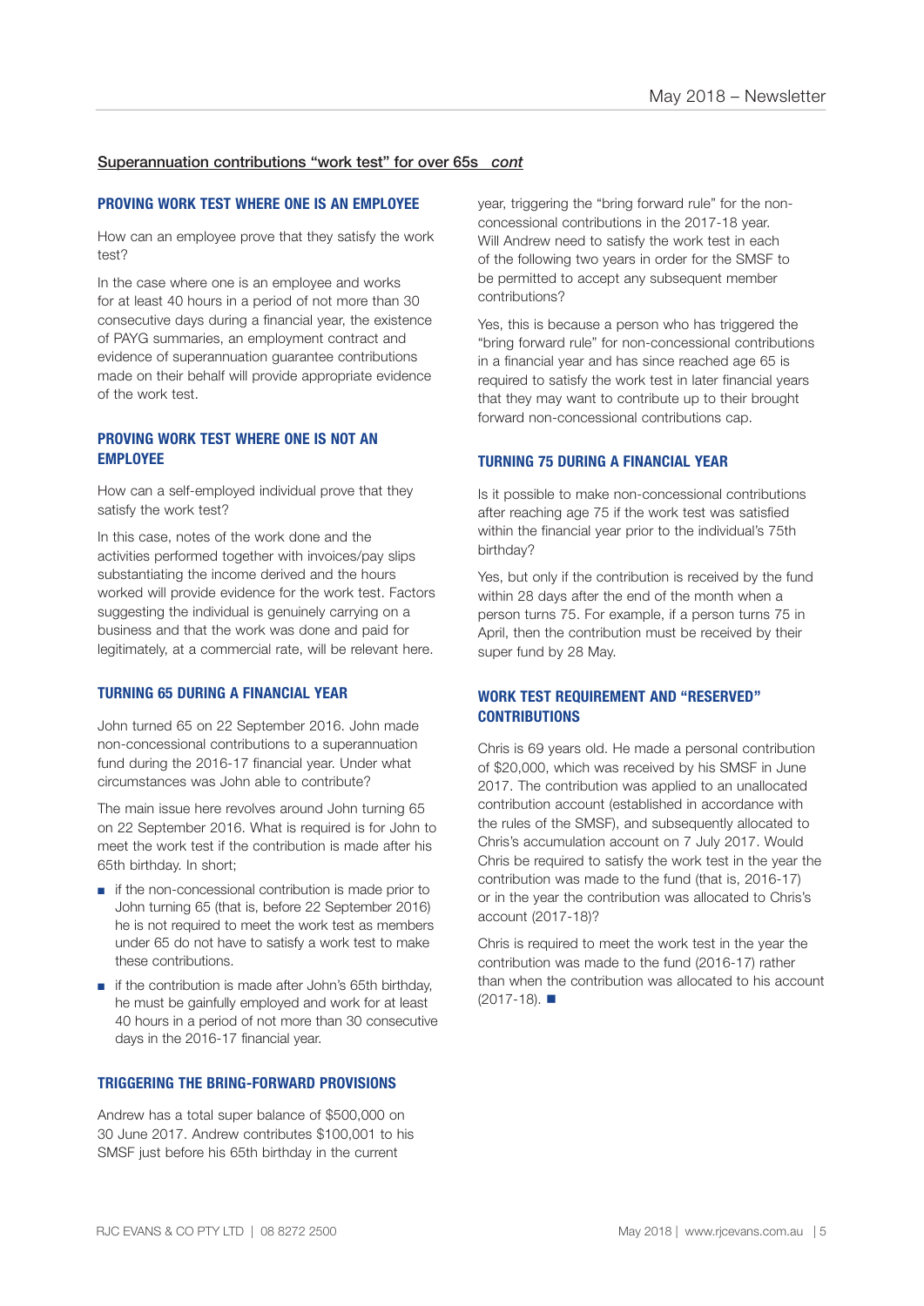## Superannuation contributions "work test" for over 65s *cont*

### PROVING WORK TEST WHERE ONE IS AN EMPLOYEE

How can an employee prove that they satisfy the work test?

In the case where one is an employee and works for at least 40 hours in a period of not more than 30 consecutive days during a financial year, the existence of PAYG summaries, an employment contract and evidence of superannuation guarantee contributions made on their behalf will provide appropriate evidence of the work test.

### PROVING WORK TEST WHERE ONE IS NOT AN EMPLOYEE

How can a self-employed individual prove that they satisfy the work test?

In this case, notes of the work done and the activities performed together with invoices/pay slips substantiating the income derived and the hours worked will provide evidence for the work test. Factors suggesting the individual is genuinely carrying on a business and that the work was done and paid for legitimately, at a commercial rate, will be relevant here.

### TURNING 65 DURING A FINANCIAL YEAR

John turned 65 on 22 September 2016. John made non-concessional contributions to a superannuation fund during the 2016-17 financial year. Under what circumstances was John able to contribute?

The main issue here revolves around John turning 65 on 22 September 2016. What is required is for John to meet the work test if the contribution is made after his 65th birthday. In short;

- if the non-concessional contribution is made prior to John turning 65 (that is, before 22 September 2016) he is not required to meet the work test as members under 65 do not have to satisfy a work test to make these contributions.
- if the contribution is made after John's 65th birthday, he must be gainfully employed and work for at least 40 hours in a period of not more than 30 consecutive days in the 2016-17 financial year.

### TRIGGERING THE BRING-FORWARD PROVISIONS

Andrew has a total super balance of $500,000 on 30 June 2017. Andrew contributes $100,001 to his SMSF just before his 65th birthday in the current year, triggering the "bring forward rule" for the non-concessional contributions in the 2017-18 year. Will Andrew need to satisfy the work test in each of the following two years in order for the SMSF to be permitted to accept any subsequent member contributions?

Yes, this is because a person who has triggered the "bring forward rule" for non-concessional contributions in a financial year and has since reached age 65 is required to satisfy the work test in later financial years that they may want to contribute up to their brought forward non-concessional contributions cap.

### TURNING 75 DURING A FINANCIAL YEAR

Is it possible to make non-concessional contributions after reaching age 75 if the work test was satisfied within the financial year prior to the individual's 75th birthday?

Yes, but only if the contribution is received by the fund within 28 days after the end of the month when a person turns 75. For example, if a person turns 75 in April, then the contribution must be received by their super fund by 28 May.

### WORK TEST REQUIREMENT AND "RESERVED" CONTRIBUTIONS

Chris is 69 years old. He made a personal contribution of $20,000, which was received by his SMSF in June 2017. The contribution was applied to an unallocated contribution account (established in accordance with the rules of the SMSF), and subsequently allocated to Chris's accumulation account on 7 July 2017. Would Chris be required to satisfy the work test in the year the contribution was made to the fund (that is, 2016-17) or in the year the contribution was allocated to Chris's account (2017-18)?

Chris is required to meet the work test in the year the contribution was made to the fund (2016-17) rather than when the contribution was allocated to his account (2017-18). ■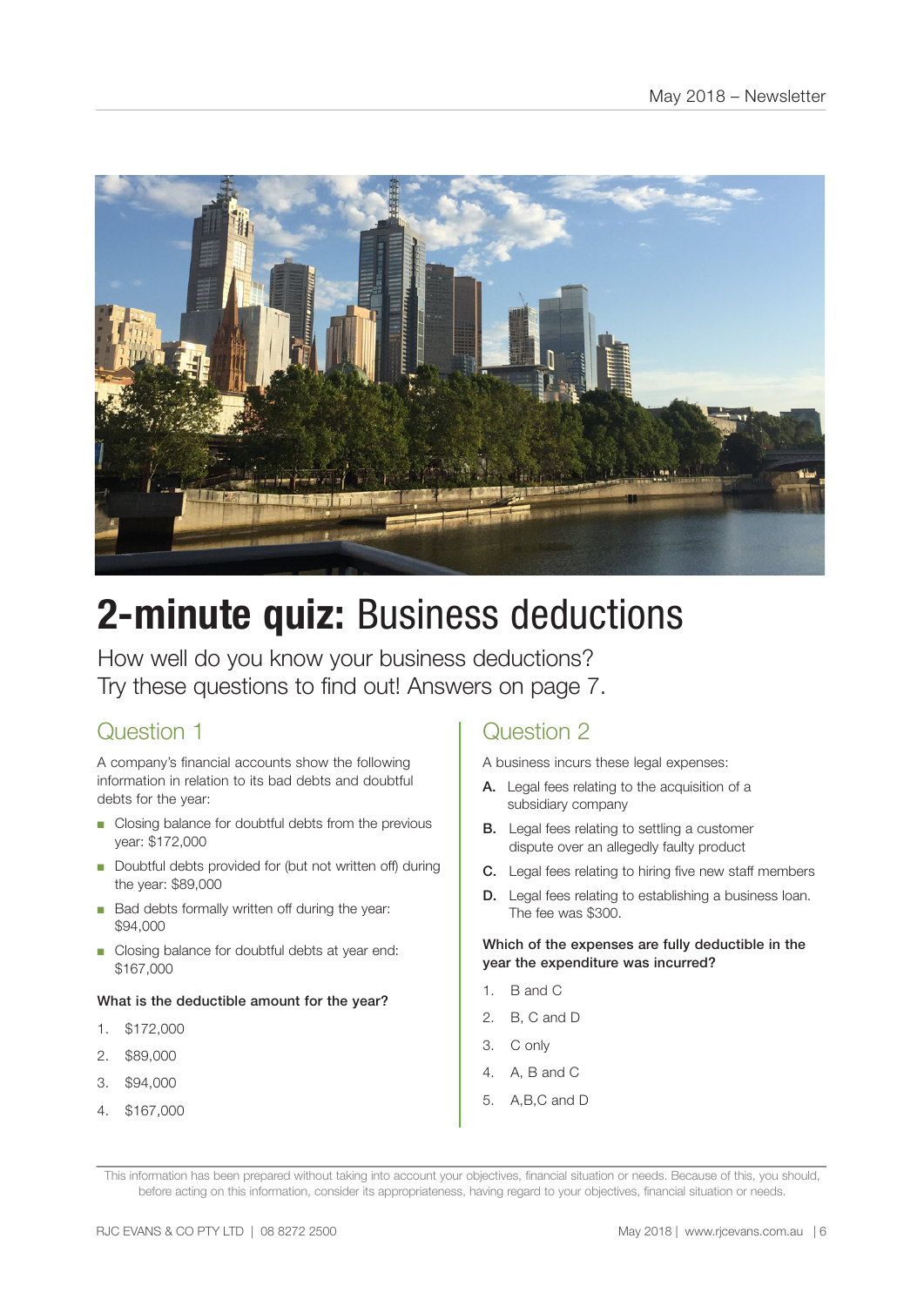# **2-minute quiz:** Business deductions

How well do you know your business deductions?
Try these questions to find out! Answers on page 7.

## Question 1

A company's financial accounts show the following information in relation to its bad debts and doubtful debts for the year:

- Closing balance for doubtful debts from the previous year: $172,000
- Doubtful debts provided for (but not written off) during the year: $89,000
- Bad debts formally written off during the year: $94,000
- Closing balance for doubtful debts at year end: $167,000

**What is the deductible amount for the year?**

1. $172,000
2. $89,000
3. $94,000
4. $167,000

## Question 2

A business incurs these legal expenses:

**A.** Legal fees relating to the acquisition of a subsidiary company

**B.** Legal fees relating to settling a customer dispute over an allegedly faulty product

**C.** Legal fees relating to hiring five new staff members

**D.** Legal fees relating to establishing a business loan. The fee was $300.

**Which of the expenses are fully deductible in the year the expenditure was incurred?**

1. B and C
2. B, C and D
3. C only
4. A, B and C
5. A,B,C and D

This information has been prepared without taking into account your objectives, financial situation or needs. Because of this, you should, before acting on this information, consider its appropriateness, having regard to your objectives, financial situation or needs.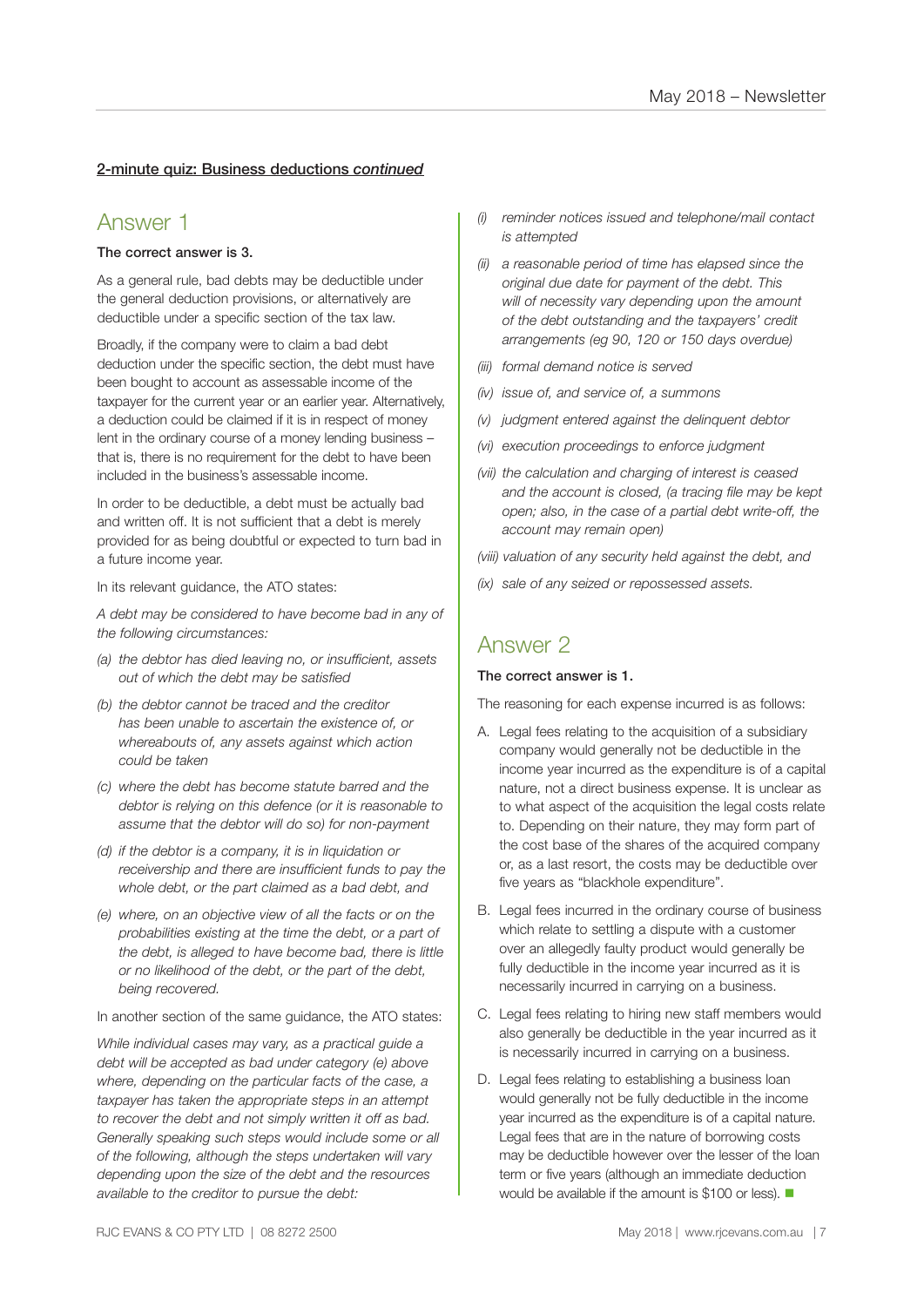**2-minute quiz: Business deductions *continued***

## Answer 1

**The correct answer is 3.**

As a general rule, bad debts may be deductible under the general deduction provisions, or alternatively are deductible under a specific section of the tax law.

Broadly, if the company were to claim a bad debt deduction under the specific section, the debt must have been bought to account as assessable income of the taxpayer for the current year or an earlier year. Alternatively, a deduction could be claimed if it is in respect of money lent in the ordinary course of a money lending business – that is, there is no requirement for the debt to have been included in the business's assessable income.

In order to be deductible, a debt must be actually bad and written off. It is not sufficient that a debt is merely provided for as being doubtful or expected to turn bad in a future income year.

In its relevant guidance, the ATO states:

*A debt may be considered to have become bad in any of the following circumstances:*

- *(a) the debtor has died leaving no, or insufficient, assets out of which the debt may be satisfied*
- *(b) the debtor cannot be traced and the creditor has been unable to ascertain the existence of, or whereabouts of, any assets against which action could be taken*
- *(c) where the debt has become statute barred and the debtor is relying on this defence (or it is reasonable to assume that the debtor will do so) for non-payment*
- *(d) if the debtor is a company, it is in liquidation or receivership and there are insufficient funds to pay the whole debt, or the part claimed as a bad debt, and*
- *(e) where, on an objective view of all the facts or on the probabilities existing at the time the debt, or a part of the debt, is alleged to have become bad, there is little or no likelihood of the debt, or the part of the debt, being recovered.*

In another section of the same guidance, the ATO states:

*While individual cases may vary, as a practical guide a debt will be accepted as bad under category (e) above where, depending on the particular facts of the case, a taxpayer has taken the appropriate steps in an attempt to recover the debt and not simply written it off as bad. Generally speaking such steps would include some or all of the following, although the steps undertaken will vary depending upon the size of the debt and the resources available to the creditor to pursue the debt:*

- *(i) reminder notices issued and telephone/mail contact is attempted*
- *(ii) a reasonable period of time has elapsed since the original due date for payment of the debt. This will of necessity vary depending upon the amount of the debt outstanding and the taxpayers' credit arrangements (eg 90, 120 or 150 days overdue)*
- *(iii) formal demand notice is served*
- *(iv) issue of, and service of, a summons*
- *(v) judgment entered against the delinquent debtor*
- *(vi) execution proceedings to enforce judgment*
- *(vii) the calculation and charging of interest is ceased and the account is closed, (a tracing file may be kept open; also, in the case of a partial debt write-off, the account may remain open)*
- *(viii) valuation of any security held against the debt, and*
- *(ix) sale of any seized or repossessed assets.*

## Answer 2

**The correct answer is 1.**

The reasoning for each expense incurred is as follows:

A. Legal fees relating to the acquisition of a subsidiary company would generally not be deductible in the income year incurred as the expenditure is of a capital nature, not a direct business expense. It is unclear as to what aspect of the acquisition the legal costs relate to. Depending on their nature, they may form part of the cost base of the shares of the acquired company or, as a last resort, the costs may be deductible over five years as "blackhole expenditure".

B. Legal fees incurred in the ordinary course of business which relate to settling a dispute with a customer over an allegedly faulty product would generally be fully deductible in the income year incurred as it is necessarily incurred in carrying on a business.

C. Legal fees relating to hiring new staff members would also generally be deductible in the year incurred as it is necessarily incurred in carrying on a business.

D. Legal fees relating to establishing a business loan would generally not be fully deductible in the income year incurred as the expenditure is of a capital nature. Legal fees that are in the nature of borrowing costs may be deductible however over the lesser of the loan term or five years (although an immediate deduction would be available if the amount is $100 or less). ■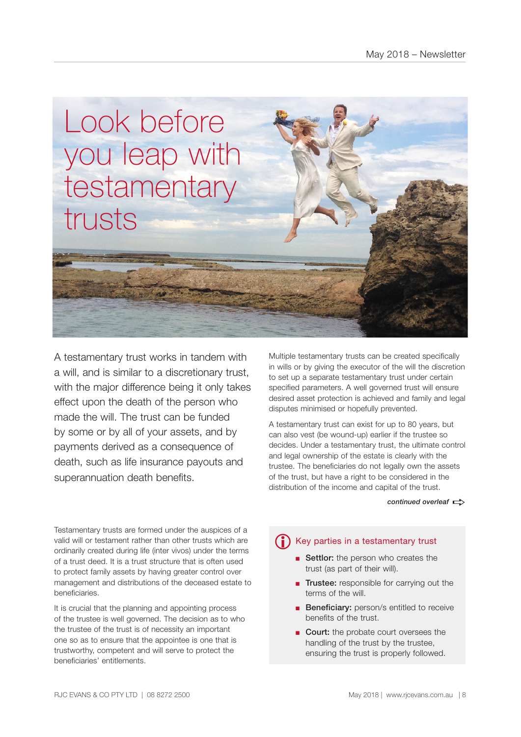# Look before you leap with testamentary trusts

A testamentary trust works in tandem with a will, and is similar to a discretionary trust, with the major difference being it only takes effect upon the death of the person who made the will. The trust can be funded by some or by all of your assets, and by payments derived as a consequence of death, such as life insurance payouts and superannuation death benefits.

Multiple testamentary trusts can be created specifically in wills or by giving the executor of the will the discretion to set up a separate testamentary trust under certain specified parameters. A well governed trust will ensure desired asset protection is achieved and family and legal disputes minimised or hopefully prevented.

A testamentary trust can exist for up to 80 years, but can also vest (be wound-up) earlier if the trustee so decides. Under a testamentary trust, the ultimate control and legal ownership of the estate is clearly with the trustee. The beneficiaries do not legally own the assets of the trust, but have a right to be considered in the distribution of the income and capital of the trust.

*continued overleaf*

Testamentary trusts are formed under the auspices of a valid will or testament rather than other trusts which are ordinarily created during life (inter vivos) under the terms of a trust deed. It is a trust structure that is often used to protect family assets by having greater control over management and distributions of the deceased estate to beneficiaries.

It is crucial that the planning and appointing process of the trustee is well governed. The decision as to who the trustee of the trust is of necessity an important one so as to ensure that the appointee is one that is trustworthy, competent and will serve to protect the beneficiaries' entitlements.

## Key parties in a testamentary trust

- **Settlor:** the person who creates the trust (as part of their will).
- **Trustee:** responsible for carrying out the terms of the will.
- **Beneficiary:** person/s entitled to receive benefits of the trust.
- **Court:** the probate court oversees the handling of the trust by the trustee, ensuring the trust is properly followed.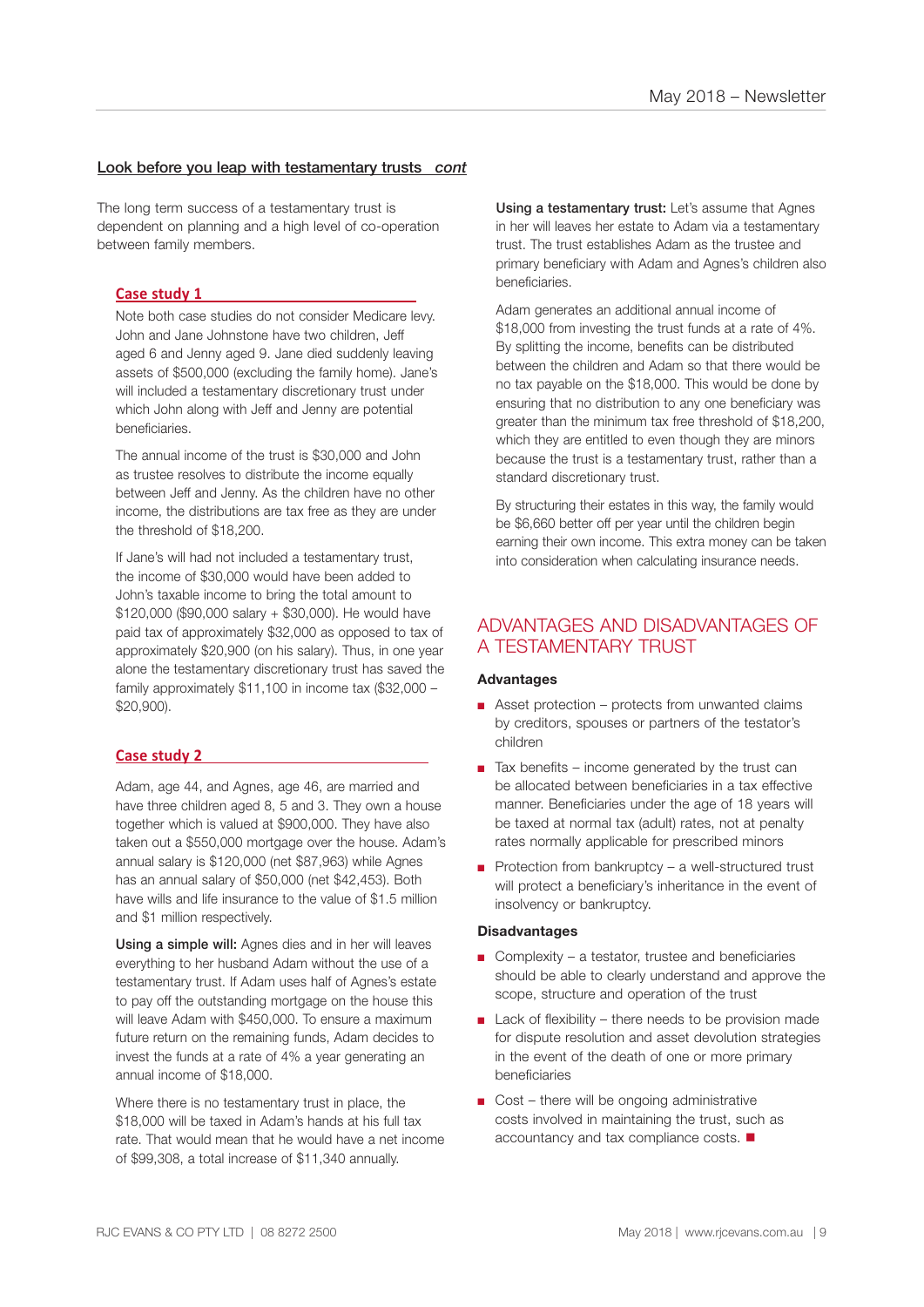## Look before you leap with testamentary trusts *cont*

The long term success of a testamentary trust is dependent on planning and a high level of co-operation between family members.

### Case study 1

Note both case studies do not consider Medicare levy. John and Jane Johnstone have two children, Jeff aged 6 and Jenny aged 9. Jane died suddenly leaving assets of $500,000 (excluding the family home). Jane's will included a testamentary discretionary trust under which John along with Jeff and Jenny are potential beneficiaries.

The annual income of the trust is $30,000 and John as trustee resolves to distribute the income equally between Jeff and Jenny. As the children have no other income, the distributions are tax free as they are under the threshold of $18,200.

If Jane's will had not included a testamentary trust, the income of $30,000 would have been added to John's taxable income to bring the total amount to $120,000 ($90,000 salary + $30,000). He would have paid tax of approximately $32,000 as opposed to tax of approximately $20,900 (on his salary). Thus, in one year alone the testamentary discretionary trust has saved the family approximately $11,100 in income tax ($32,000 – $20,900).

### Case study 2

Adam, age 44, and Agnes, age 46, are married and have three children aged 8, 5 and 3. They own a house together which is valued at $900,000. They have also taken out a $550,000 mortgage over the house. Adam's annual salary is $120,000 (net $87,963) while Agnes has an annual salary of $50,000 (net $42,453). Both have wills and life insurance to the value of $1.5 million and $1 million respectively.

**Using a simple will:** Agnes dies and in her will leaves everything to her husband Adam without the use of a testamentary trust. If Adam uses half of Agnes's estate to pay off the outstanding mortgage on the house this will leave Adam with $450,000. To ensure a maximum future return on the remaining funds, Adam decides to invest the funds at a rate of 4% a year generating an annual income of $18,000.

Where there is no testamentary trust in place, the $18,000 will be taxed in Adam's hands at his full tax rate. That would mean that he would have a net income of $99,308, a total increase of $11,340 annually.

**Using a testamentary trust:** Let's assume that Agnes in her will leaves her estate to Adam via a testamentary trust. The trust establishes Adam as the trustee and primary beneficiary with Adam and Agnes's children also beneficiaries.

Adam generates an additional annual income of $18,000 from investing the trust funds at a rate of 4%. By splitting the income, benefits can be distributed between the children and Adam so that there would be no tax payable on the $18,000. This would be done by ensuring that no distribution to any one beneficiary was greater than the minimum tax free threshold of $18,200, which they are entitled to even though they are minors because the trust is a testamentary trust, rather than a standard discretionary trust.

By structuring their estates in this way, the family would be $6,660 better off per year until the children begin earning their own income. This extra money can be taken into consideration when calculating insurance needs.

## ADVANTAGES AND DISADVANTAGES OF A TESTAMENTARY TRUST

### Advantages

- Asset protection – protects from unwanted claims by creditors, spouses or partners of the testator's children
- Tax benefits – income generated by the trust can be allocated between beneficiaries in a tax effective manner. Beneficiaries under the age of 18 years will be taxed at normal tax (adult) rates, not at penalty rates normally applicable for prescribed minors
- Protection from bankruptcy – a well-structured trust will protect a beneficiary's inheritance in the event of insolvency or bankruptcy.

### Disadvantages

- Complexity – a testator, trustee and beneficiaries should be able to clearly understand and approve the scope, structure and operation of the trust
- Lack of flexibility – there needs to be provision made for dispute resolution and asset devolution strategies in the event of the death of one or more primary beneficiaries
- Cost – there will be ongoing administrative costs involved in maintaining the trust, such as accountancy and tax compliance costs. ■